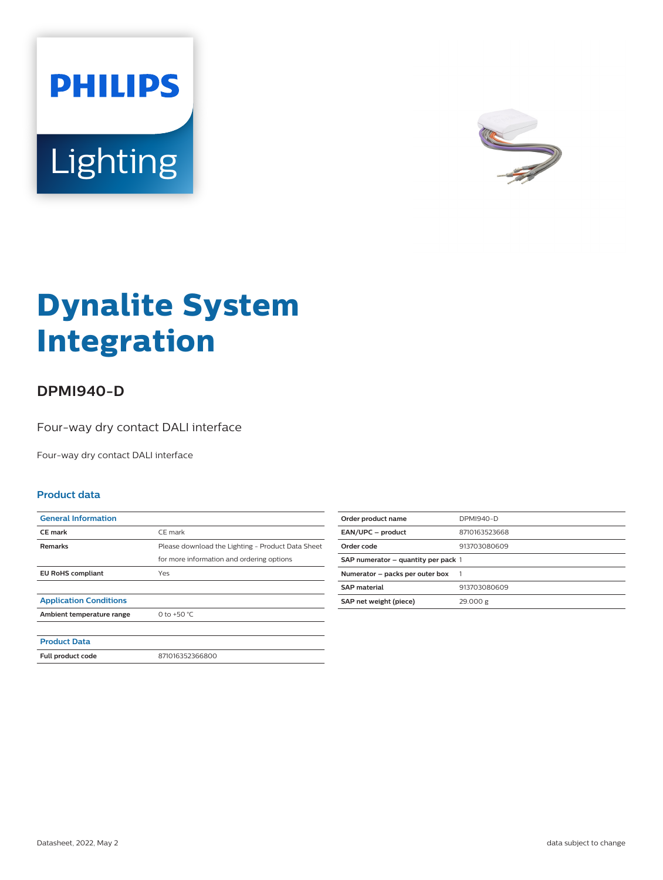# Dynalite System Integration

## DPMI940-D

Four-way dry contact DALI interface

Four-way dry contact DALI interface

### Product data

| General Information | |
|---|---|
| CE mark | CE mark |
| Remarks | Please download the Lighting - Product Data Sheet for more information and ordering options |
| EU RoHS compliant | Yes |

| Application Conditions | |
|---|---|
| Ambient temperature range | 0 to +50 °C |

| Product Data | |
|---|---|
| Full product code | 871016352366800 |

| | |
|---|---|
| Order product name | DPMI940-D |
| EAN/UPC – product | 8710163523668 |
| Order code | 913703080609 |
| SAP numerator – quantity per pack | 1 |
| Numerator – packs per outer box | 1 |
| SAP material | 913703080609 |
| SAP net weight (piece) | 29.000 g |

Datasheet, 2022, May 2

data subject to change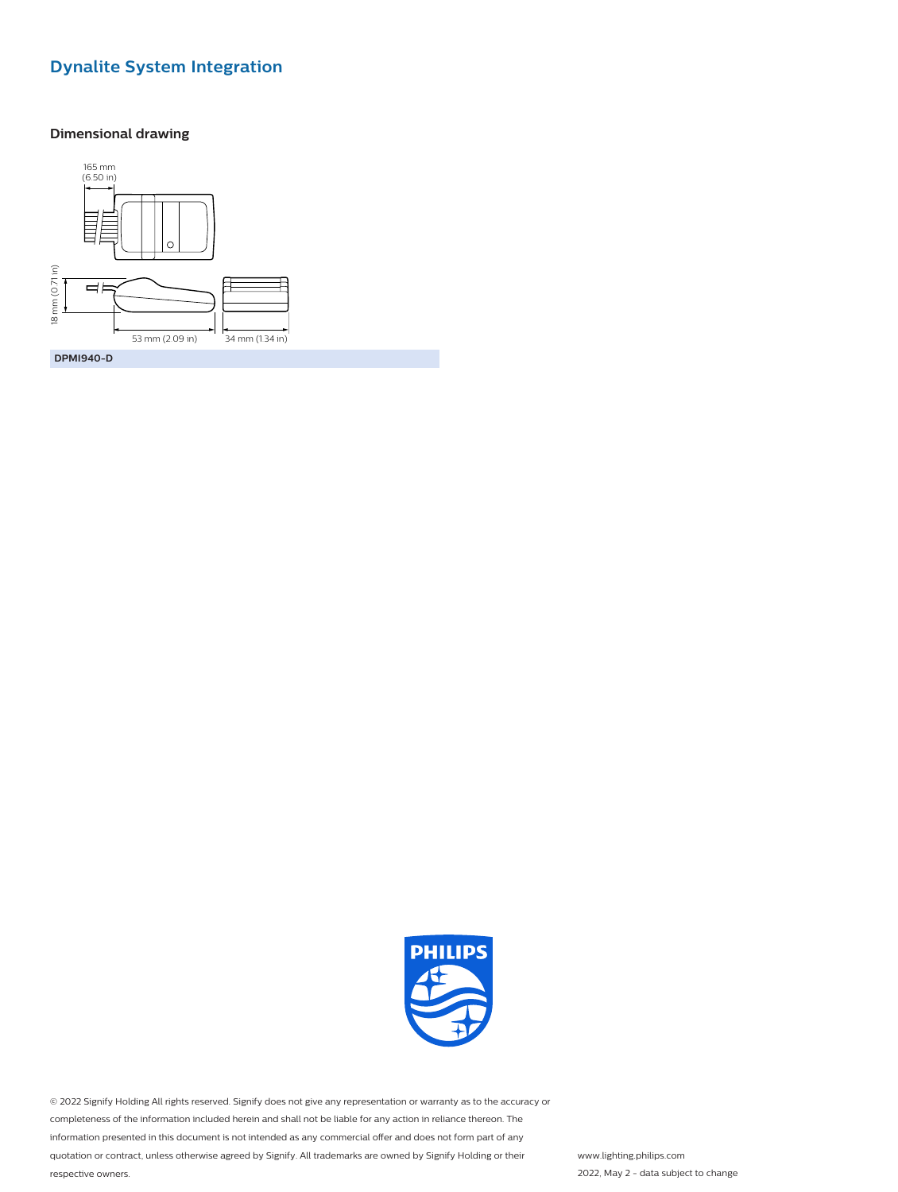# Dynalite System Integration

## Dimensional drawing

165 mm
(6.50 in)

18 mm (0.71 in)

53 mm (2.09 in)

34 mm (1.34 in)

**DPMI940-D**

© 2022 Signify Holding All rights reserved. Signify does not give any representation or warranty as to the accuracy or completeness of the information included herein and shall not be liable for any action in reliance thereon. The information presented in this document is not intended as any commercial offer and does not form part of any quotation or contract, unless otherwise agreed by Signify. All trademarks are owned by Signify Holding or their respective owners.

www.lighting.philips.com

2022, May 2 - data subject to change